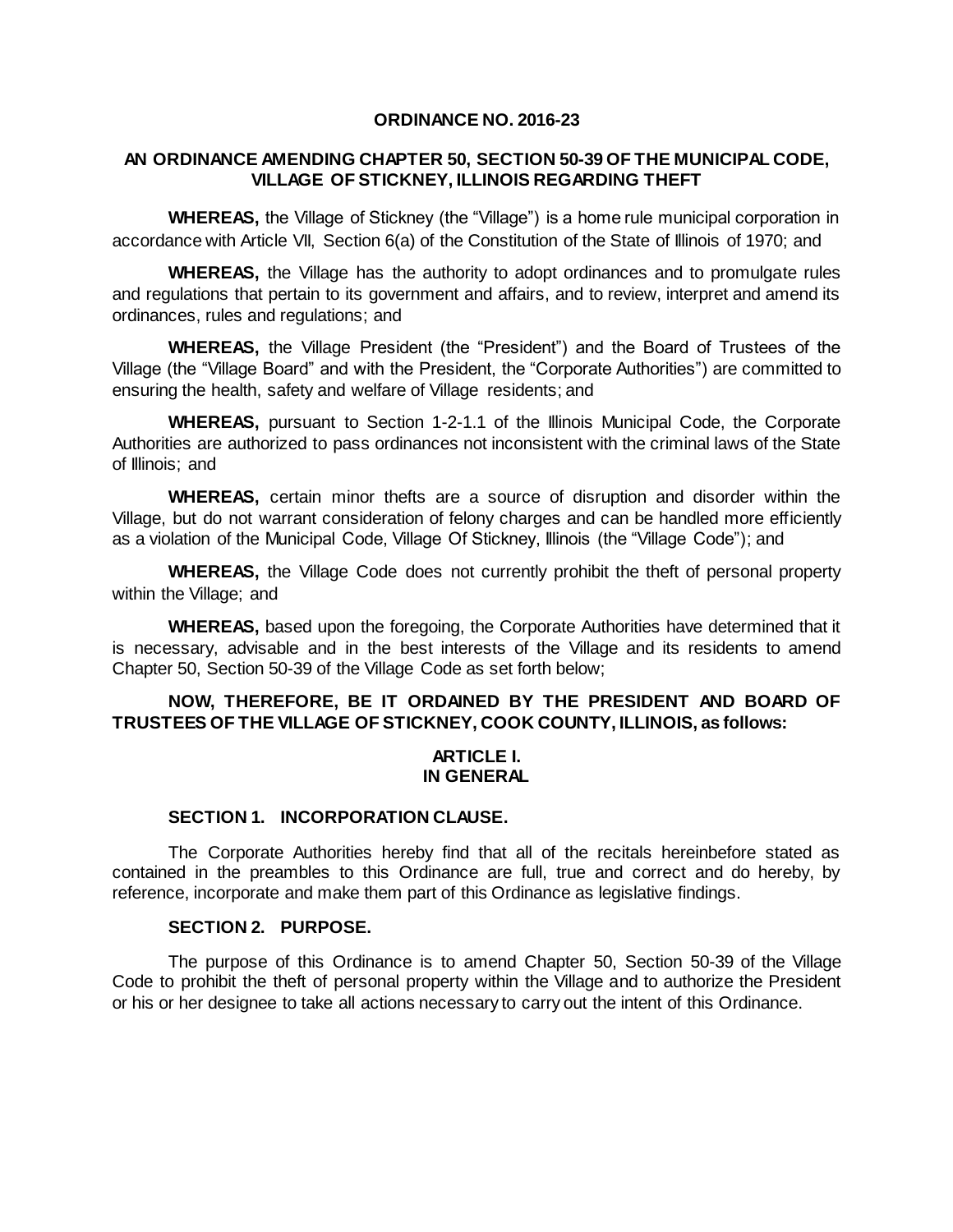# ORDINANCE NO. 2016-23

## AN ORDINANCE AMENDING CHAPTER 50, SECTION 50-39 OF THE MUNICIPAL CODE, VILLAGE OF STICKNEY, ILLINOIS REGARDING THEFT

**WHEREAS,** the Village of Stickney (the "Village") is a home rule municipal corporation in accordance with Article VII, Section 6(a) of the Constitution of the State of Illinois of 1970; and

**WHEREAS,** the Village has the authority to adopt ordinances and to promulgate rules and regulations that pertain to its government and affairs, and to review, interpret and amend its ordinances, rules and regulations; and

**WHEREAS,** the Village President (the "President") and the Board of Trustees of the Village (the "Village Board" and with the President, the "Corporate Authorities") are committed to ensuring the health, safety and welfare of Village residents; and

**WHEREAS,** pursuant to Section 1-2-1.1 of the Illinois Municipal Code, the Corporate Authorities are authorized to pass ordinances not inconsistent with the criminal laws of the State of Illinois; and

**WHEREAS,** certain minor thefts are a source of disruption and disorder within the Village, but do not warrant consideration of felony charges and can be handled more efficiently as a violation of the Municipal Code, Village Of Stickney, Illinois (the "Village Code"); and

**WHEREAS,** the Village Code does not currently prohibit the theft of personal property within the Village; and

**WHEREAS,** based upon the foregoing, the Corporate Authorities have determined that it is necessary, advisable and in the best interests of the Village and its residents to amend Chapter 50, Section 50-39 of the Village Code as set forth below;

**NOW, THEREFORE, BE IT ORDAINED BY THE PRESIDENT AND BOARD OF TRUSTEES OF THE VILLAGE OF STICKNEY, COOK COUNTY, ILLINOIS, as follows:**

## ARTICLE I. IN GENERAL

### SECTION 1. INCORPORATION CLAUSE.

The Corporate Authorities hereby find that all of the recitals hereinbefore stated as contained in the preambles to this Ordinance are full, true and correct and do hereby, by reference, incorporate and make them part of this Ordinance as legislative findings.

### SECTION 2. PURPOSE.

The purpose of this Ordinance is to amend Chapter 50, Section 50-39 of the Village Code to prohibit the theft of personal property within the Village and to authorize the President or his or her designee to take all actions necessary to carry out the intent of this Ordinance.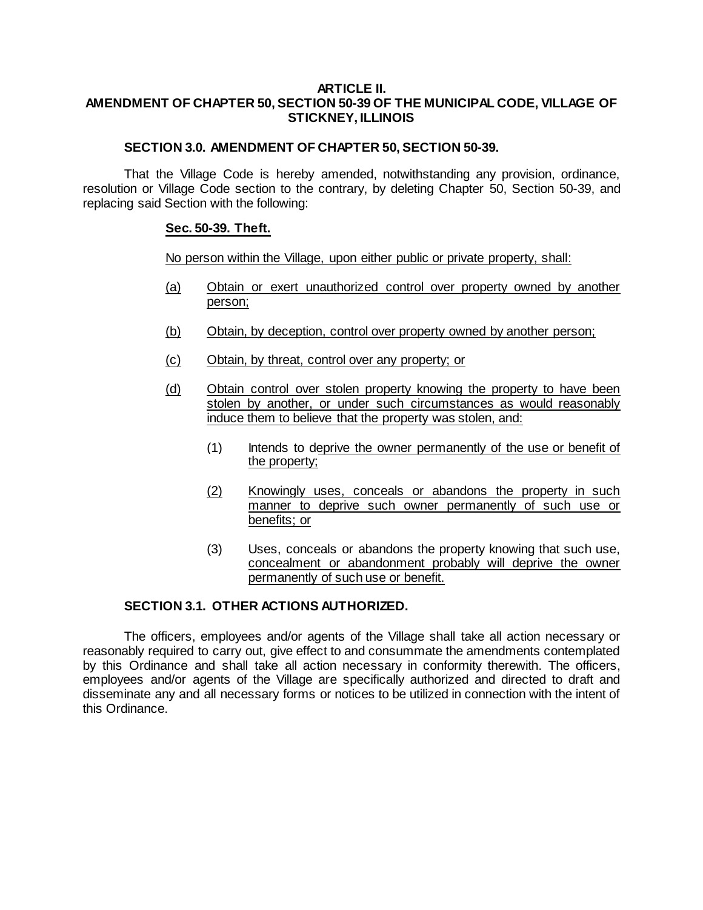## ARTICLE II.
## AMENDMENT OF CHAPTER 50, SECTION 50-39 OF THE MUNICIPAL CODE, VILLAGE OF STICKNEY, ILLINOIS

### SECTION 3.0. AMENDMENT OF CHAPTER 50, SECTION 50-39.

That the Village Code is hereby amended, notwithstanding any provision, ordinance, resolution or Village Code section to the contrary, by deleting Chapter 50, Section 50-39, and replacing said Section with the following:

**Sec. 50-39. Theft.**

No person within the Village, upon either public or private property, shall:

(a) Obtain or exert unauthorized control over property owned by another person;

(b) Obtain, by deception, control over property owned by another person;

(c) Obtain, by threat, control over any property; or

(d) Obtain control over stolen property knowing the property to have been stolen by another, or under such circumstances as would reasonably induce them to believe that the property was stolen, and:

  (1) Intends to deprive the owner permanently of the use or benefit of the property;

  (2) Knowingly uses, conceals or abandons the property in such manner to deprive such owner permanently of such use or benefits; or

  (3) Uses, conceals or abandons the property knowing that such use, concealment or abandonment probably will deprive the owner permanently of such use or benefit.

### SECTION 3.1. OTHER ACTIONS AUTHORIZED.

The officers, employees and/or agents of the Village shall take all action necessary or reasonably required to carry out, give effect to and consummate the amendments contemplated by this Ordinance and shall take all action necessary in conformity therewith. The officers, employees and/or agents of the Village are specifically authorized and directed to draft and disseminate any and all necessary forms or notices to be utilized in connection with the intent of this Ordinance.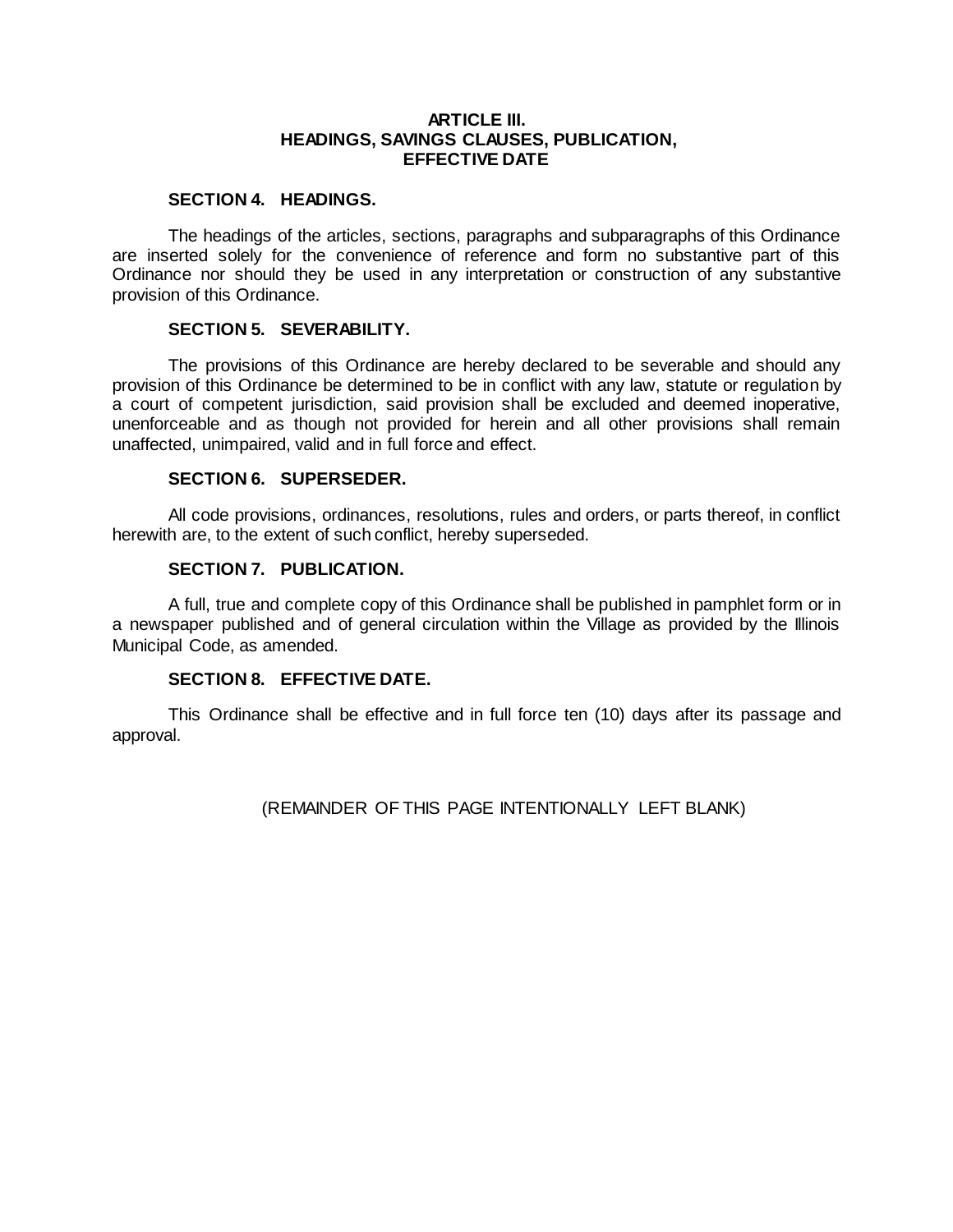## ARTICLE III.
## HEADINGS, SAVINGS CLAUSES, PUBLICATION, EFFECTIVE DATE

### SECTION 4. HEADINGS.

The headings of the articles, sections, paragraphs and subparagraphs of this Ordinance are inserted solely for the convenience of reference and form no substantive part of this Ordinance nor should they be used in any interpretation or construction of any substantive provision of this Ordinance.

### SECTION 5. SEVERABILITY.

The provisions of this Ordinance are hereby declared to be severable and should any provision of this Ordinance be determined to be in conflict with any law, statute or regulation by a court of competent jurisdiction, said provision shall be excluded and deemed inoperative, unenforceable and as though not provided for herein and all other provisions shall remain unaffected, unimpaired, valid and in full force and effect.

### SECTION 6. SUPERSEDER.

All code provisions, ordinances, resolutions, rules and orders, or parts thereof, in conflict herewith are, to the extent of such conflict, hereby superseded.

### SECTION 7. PUBLICATION.

A full, true and complete copy of this Ordinance shall be published in pamphlet form or in a newspaper published and of general circulation within the Village as provided by the Illinois Municipal Code, as amended.

### SECTION 8. EFFECTIVE DATE.

This Ordinance shall be effective and in full force ten (10) days after its passage and approval.

(REMAINDER OF THIS PAGE INTENTIONALLY LEFT BLANK)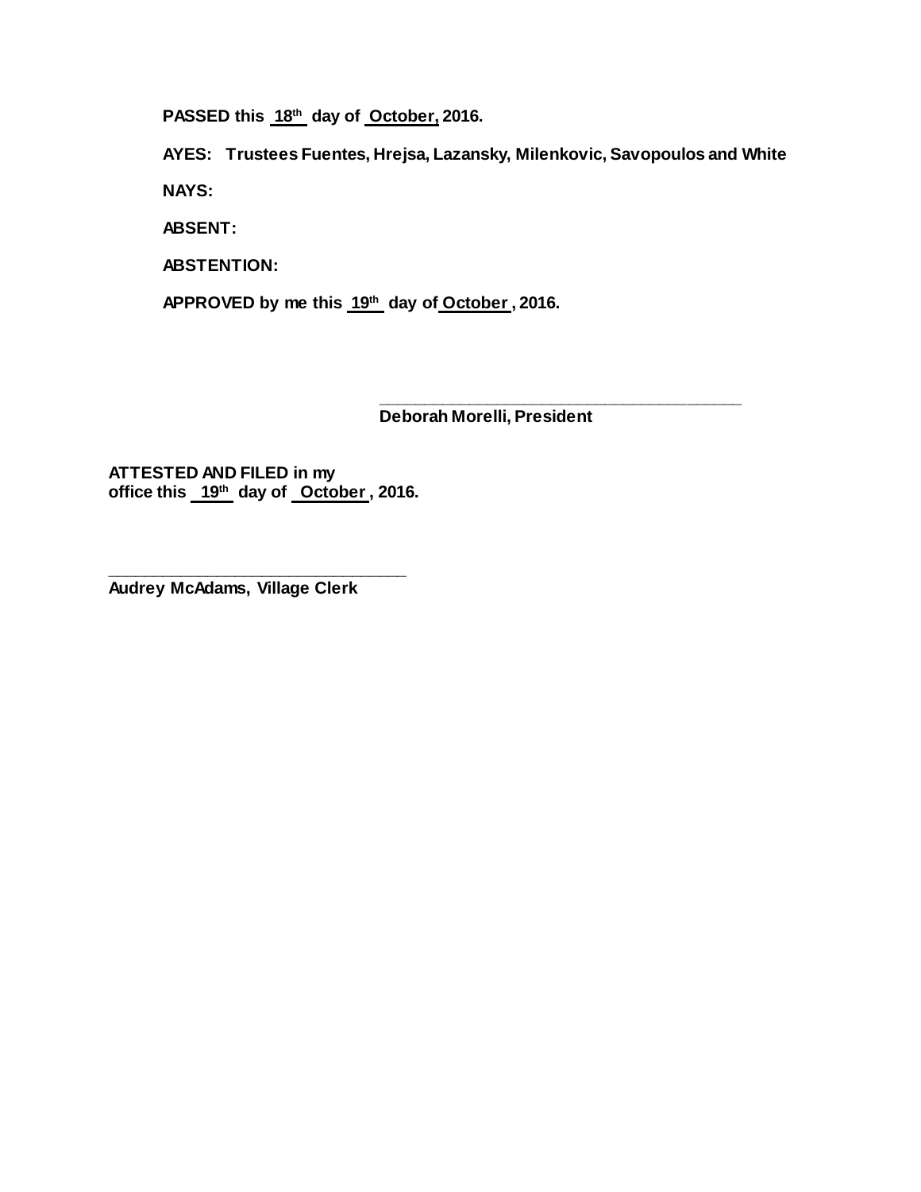**PASSED this 18th day of October, 2016.**

**AYES: Trustees Fuentes, Hrejsa, Lazansky, Milenkovic, Savopoulos and White**

**NAYS:**

**ABSENT:**

**ABSTENTION:**

**APPROVED by me this 19th day of October, 2016.**

\_\_\_\_\_\_\_\_\_\_\_\_\_\_\_\_\_\_\_\_\_\_\_\_\_\_\_\_\_\_\_\_\_\_\_\_\_\_\_\_
**Deborah Morelli, President**

**ATTESTED AND FILED in my office this 19th day of October, 2016.**

\_\_\_\_\_\_\_\_\_\_\_\_\_\_\_\_\_\_\_\_\_\_\_\_\_\_\_\_\_\_\_\_\_\_
**Audrey McAdams, Village Clerk**